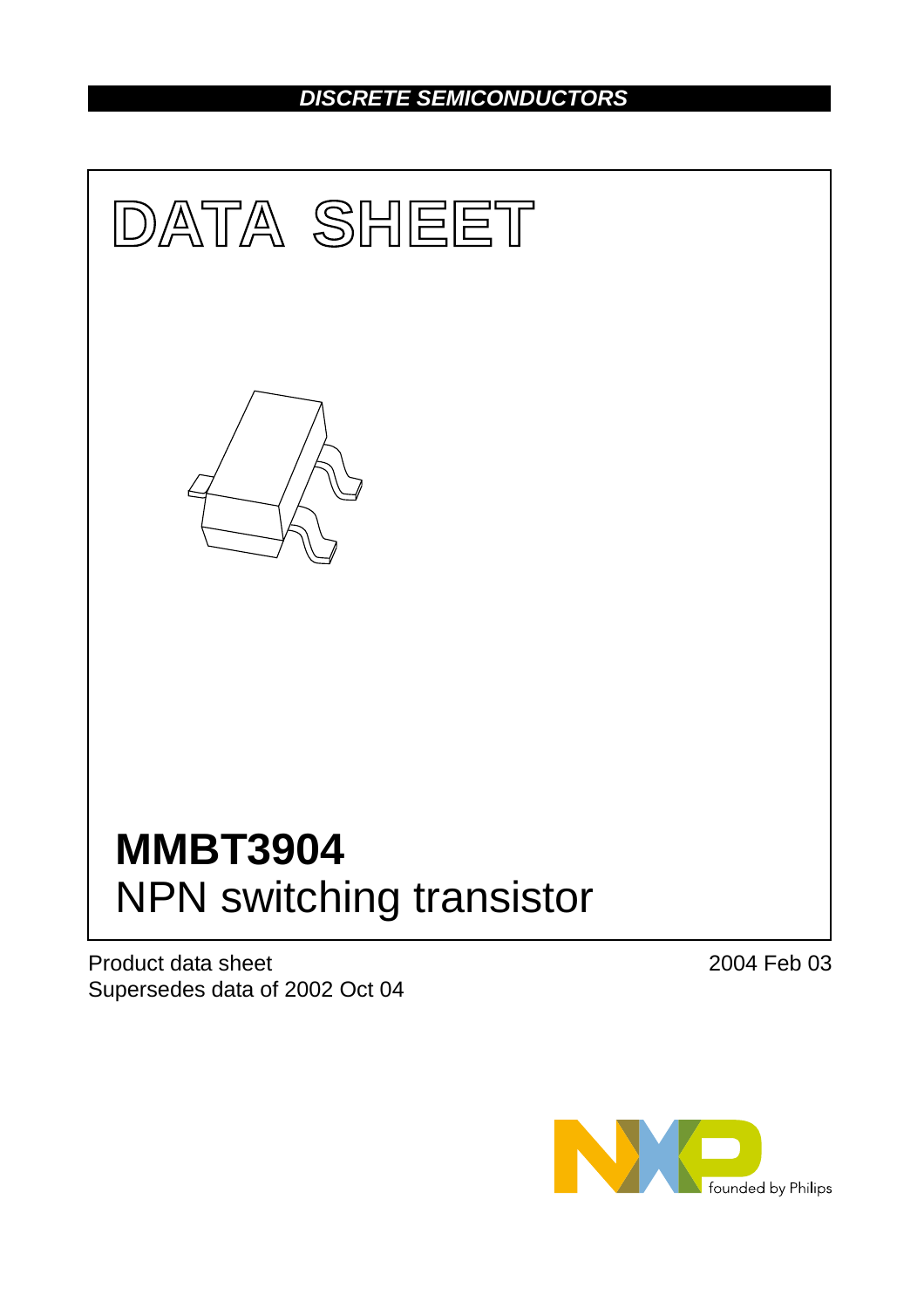DISCRETE SEMICONDUCTORS

# DATA SHEET

# MMBT3904
## NPN switching transistor

Product data sheet
Supersedes data of 2002 Oct 04

2004 Feb 03

founded by Philips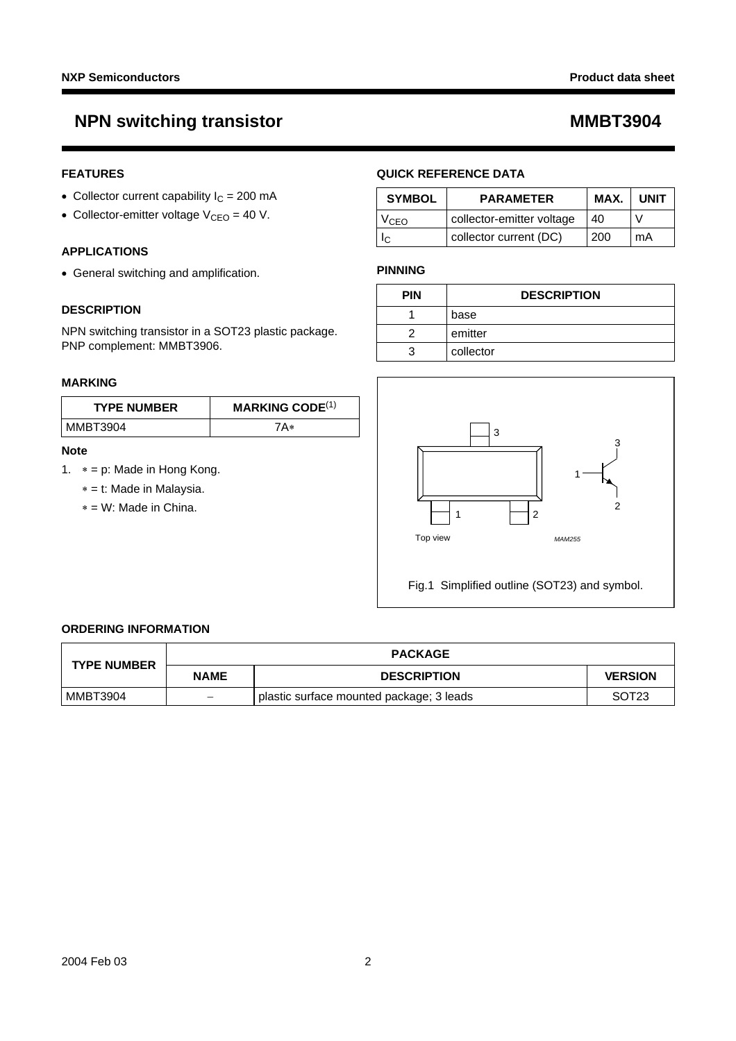# NPN switching transistor — MMBT3904

## FEATURES

- Collector current capability $I_C$ = 200 mA
- Collector-emitter voltage $V_{CEO}$ = 40 V.

## APPLICATIONS

- General switching and amplification.

## DESCRIPTION

NPN switching transistor in a SOT23 plastic package.
PNP complement: MMBT3906.

## MARKING

| TYPE NUMBER | MARKING CODE[1] |
|---|---|
| MMBT3904 | 7A∗ |

**Note**

1. ∗ = p: Made in Hong Kong.
   ∗ = t: Made in Malaysia.
   ∗ = W: Made in China.

## QUICK REFERENCE DATA

| SYMBOL | PARAMETER | MAX. | UNIT |
|---|---|---|---|
| $V_{CEO}$ | collector-emitter voltage | 40 | V |
| $I_C$ | collector current (DC) | 200 | mA |

## PINNING

| PIN | DESCRIPTION |
|---|---|
| 1 | base |
| 2 | emitter |
| 3 | collector |

Top view

MAM255

Fig.1 Simplified outline (SOT23) and symbol.

## ORDERING INFORMATION

| TYPE NUMBER | PACKAGE | | |
|---|---|---|---|
| | NAME | DESCRIPTION | VERSION |
| MMBT3904 | − | plastic surface mounted package; 3 leads | SOT23 |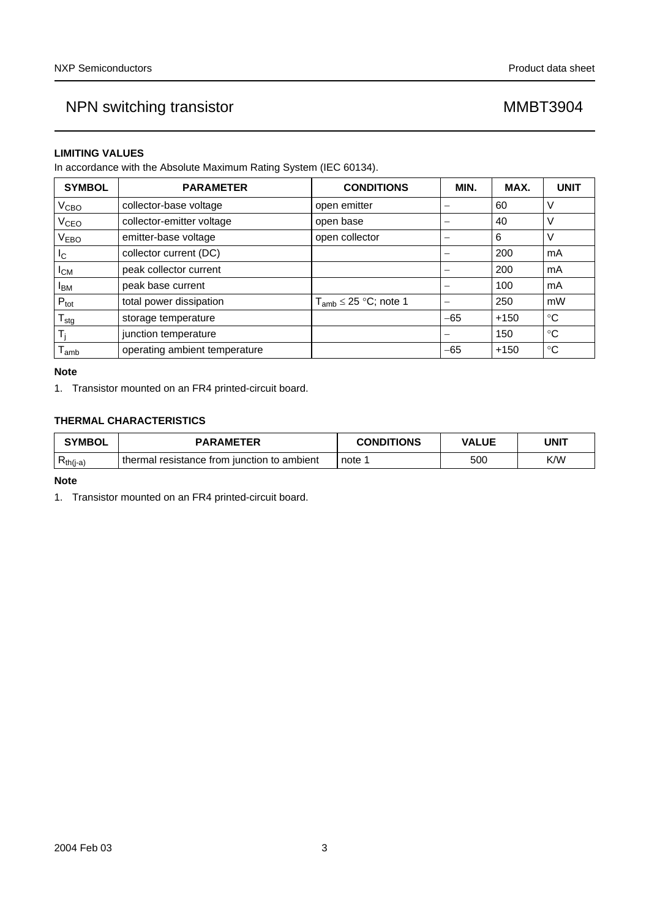## LIMITING VALUES

In accordance with the Absolute Maximum Rating System (IEC 60134).

| SYMBOL | PARAMETER | CONDITIONS | MIN. | MAX. | UNIT |
|---|---|---|---|---|---|
| $V_{CBO}$ | collector-base voltage | open emitter | – | 60 | V |
| $V_{CEO}$ | collector-emitter voltage | open base | – | 40 | V |
| $V_{EBO}$ | emitter-base voltage | open collector | – | 6 | V |
| $I_C$ | collector current (DC) | | – | 200 | mA |
| $I_{CM}$ | peak collector current | | – | 200 | mA |
| $I_{BM}$ | peak base current | | – | 100 | mA |
| $P_{tot}$ | total power dissipation | $T_{amb} \leq 25$ °C; note 1 | – | 250 | mW |
| $T_{stg}$ | storage temperature | | −65 | +150 | °C |
| $T_j$ | junction temperature | | – | 150 | °C |
| $T_{amb}$ | operating ambient temperature | | −65 | +150 | °C |

**Note**

1. Transistor mounted on an FR4 printed-circuit board.

## THERMAL CHARACTERISTICS

| SYMBOL | PARAMETER | CONDITIONS | VALUE | UNIT |
|---|---|---|---|---|
| $R_{th(j-a)}$ | thermal resistance from junction to ambient | note 1 | 500 | K/W |

**Note**

1. Transistor mounted on an FR4 printed-circuit board.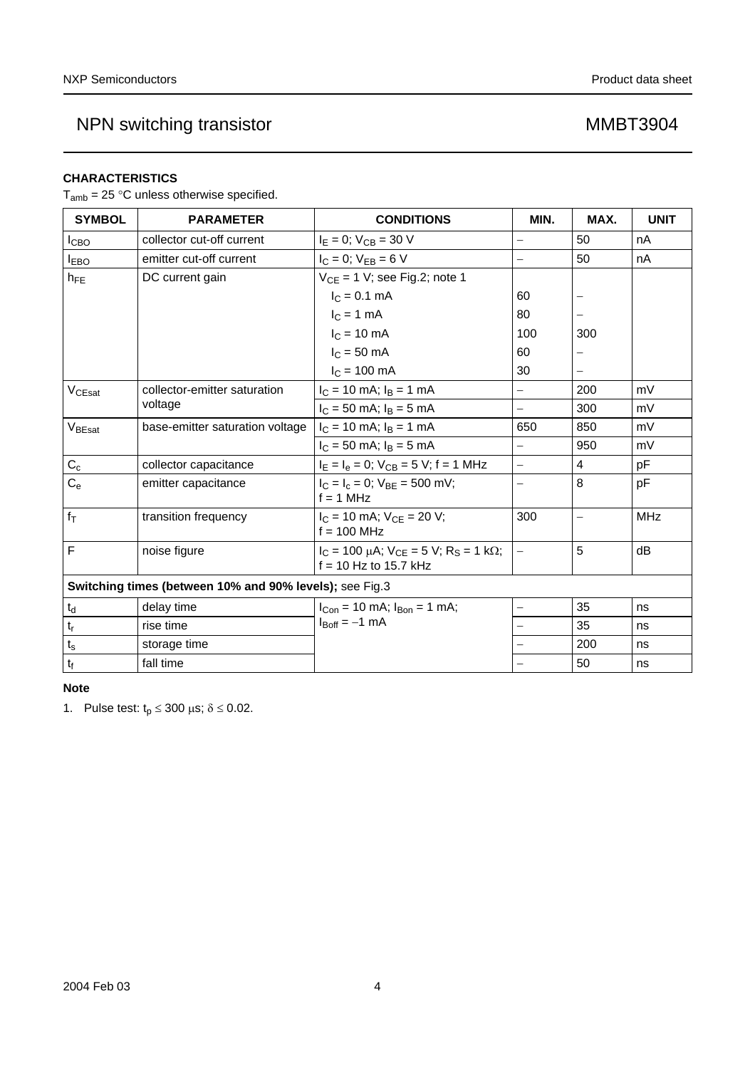### CHARACTERISTICS

$T_{amb}$ = 25 °C unless otherwise specified.

| SYMBOL | PARAMETER | CONDITIONS | MIN. | MAX. | UNIT |
|---|---|---|---|---|---|
| $I_{CBO}$ | collector cut-off current | $I_E$ = 0; $V_{CB}$ = 30 V | – | 50 | nA |
| $I_{EBO}$ | emitter cut-off current | $I_C$ = 0; $V_{EB}$ = 6 V | – | 50 | nA |
| $h_{FE}$ | DC current gain | $V_{CE}$ = 1 V; see Fig.2; note 1 | | | |
| | | $I_C$ = 0.1 mA | 60 | – | |
| | | $I_C$ = 1 mA | 80 | – | |
| | | $I_C$ = 10 mA | 100 | 300 | |
| | | $I_C$ = 50 mA | 60 | – | |
| | | $I_C$ = 100 mA | 30 | – | |
| $V_{CEsat}$ | collector-emitter saturation voltage | $I_C$ = 10 mA; $I_B$ = 1 mA | – | 200 | mV |
| | | $I_C$ = 50 mA; $I_B$ = 5 mA | – | 300 | mV |
| $V_{BEsat}$ | base-emitter saturation voltage | $I_C$ = 10 mA; $I_B$ = 1 mA | 650 | 850 | mV |
| | | $I_C$ = 50 mA; $I_B$ = 5 mA | – | 950 | mV |
| $C_c$ | collector capacitance | $I_E$ = $I_e$ = 0; $V_{CB}$ = 5 V; f = 1 MHz | – | 4 | pF |
| $C_e$ | emitter capacitance | $I_C$ = $I_c$ = 0; $V_{BE}$ = 500 mV; f = 1 MHz | – | 8 | pF |
| $f_T$ | transition frequency | $I_C$ = 10 mA; $V_{CE}$ = 20 V; f = 100 MHz | 300 | – | MHz |
| F | noise figure | $I_C$ = 100 μA; $V_{CE}$ = 5 V; $R_S$ = 1 kΩ; f = 10 Hz to 15.7 kHz | – | 5 | dB |
| **Switching times (between 10% and 90% levels);** see Fig.3 | | | | | |
| $t_d$ | delay time | $I_{Con}$ = 10 mA; $I_{Bon}$ = 1 mA; $I_{Boff}$ = −1 mA | – | 35 | ns |
| $t_r$ | rise time | | – | 35 | ns |
| $t_s$ | storage time | | – | 200 | ns |
| $t_f$ | fall time | | – | 50 | ns |

#### Note

1. Pulse test: $t_p \leq 300$ μs; $\delta \leq 0.02$.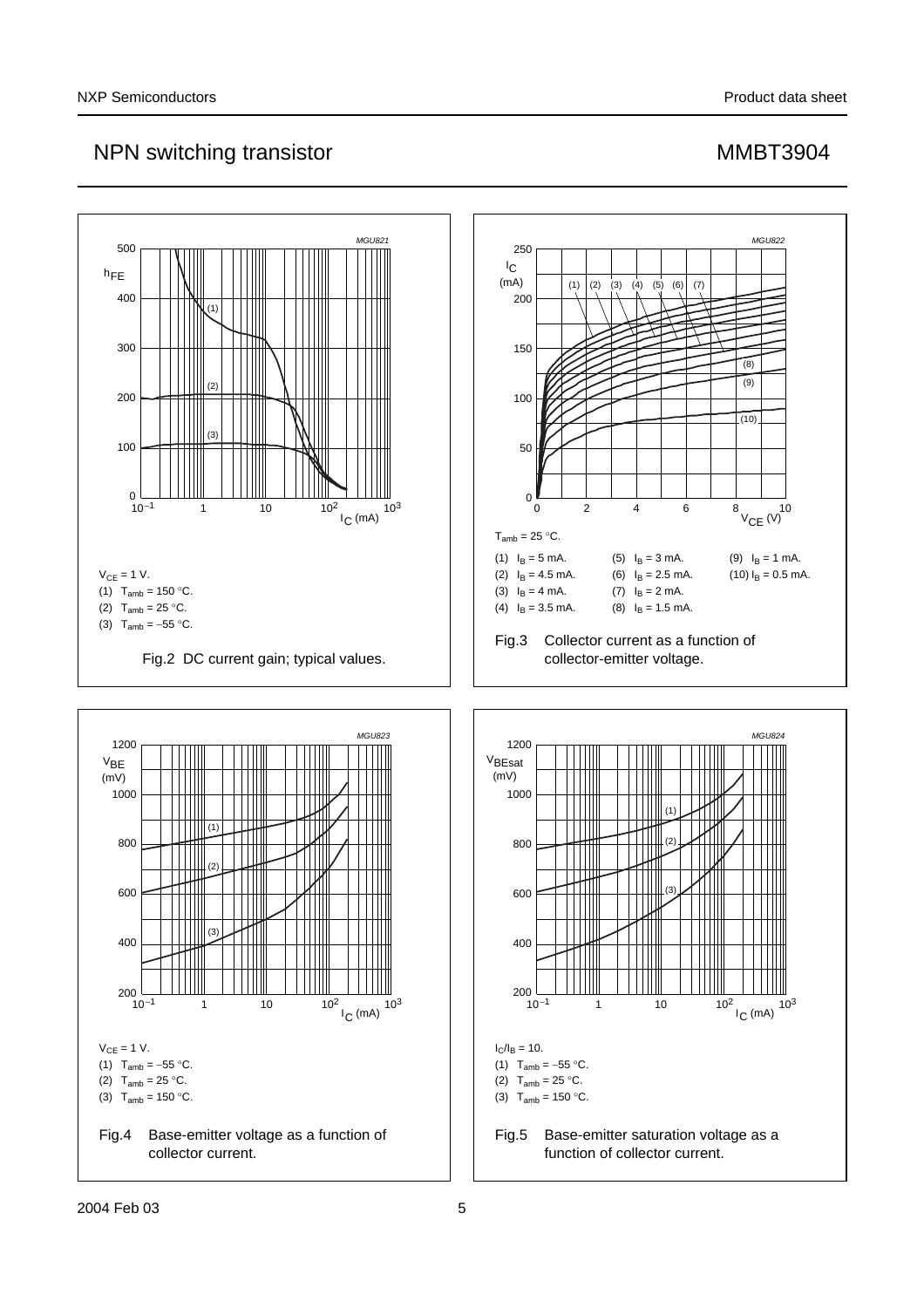$V_{CE}$ = 1 V.

(1) $T_{amb}$ = 150 °C.

(2) $T_{amb}$ = 25 °C.

(3) $T_{amb}$ = −55 °C.

Fig.2 DC current gain; typical values.

$T_{amb}$ = 25 °C.

| | | |
|---|---|---|
| (1) $I_B$ = 5 mA. | (5) $I_B$ = 3 mA. | (9) $I_B$ = 1 mA. |
| (2) $I_B$ = 4.5 mA. | (6) $I_B$ = 2.5 mA. | (10) $I_B$ = 0.5 mA. |
| (3) $I_B$ = 4 mA. | (7) $I_B$ = 2 mA. | |
| (4) $I_B$ = 3.5 mA. | (8) $I_B$ = 1.5 mA. | |

Fig.3 Collector current as a function of collector-emitter voltage.

$V_{CE}$ = 1 V.

(1) $T_{amb}$ = −55 °C.

(2) $T_{amb}$ = 25 °C.

(3) $T_{amb}$ = 150 °C.

Fig.4 Base-emitter voltage as a function of collector current.

$I_C/I_B$ = 10.

(1) $T_{amb}$ = −55 °C.

(2) $T_{amb}$ = 25 °C.

(3) $T_{amb}$ = 150 °C.

Fig.5 Base-emitter saturation voltage as a function of collector current.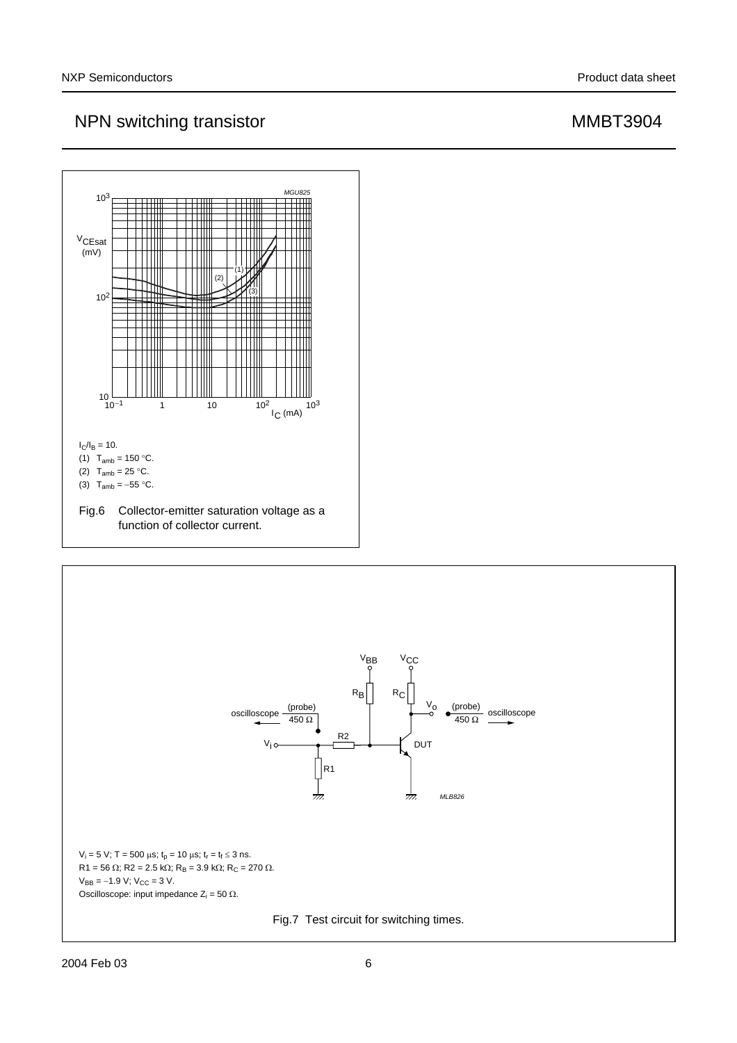$I_C/I_B = 10$.

(1) $T_{amb} = 150$ °C.

(2) $T_{amb} = 25$ °C.

(3) $T_{amb} = -55$ °C.

Fig.6 Collector-emitter saturation voltage as a function of collector current.

$V_i = 5$ V; T = 500 µs; $t_p = 10$ µs; $t_r = t_f \leq 3$ ns.

R1 = 56 Ω; R2 = 2.5 kΩ; $R_B = 3.9$ kΩ; $R_C = 270$ Ω.

$V_{BB} = -1.9$ V; $V_{CC} = 3$ V.

Oscilloscope: input impedance $Z_i = 50$ Ω.

Fig.7 Test circuit for switching times.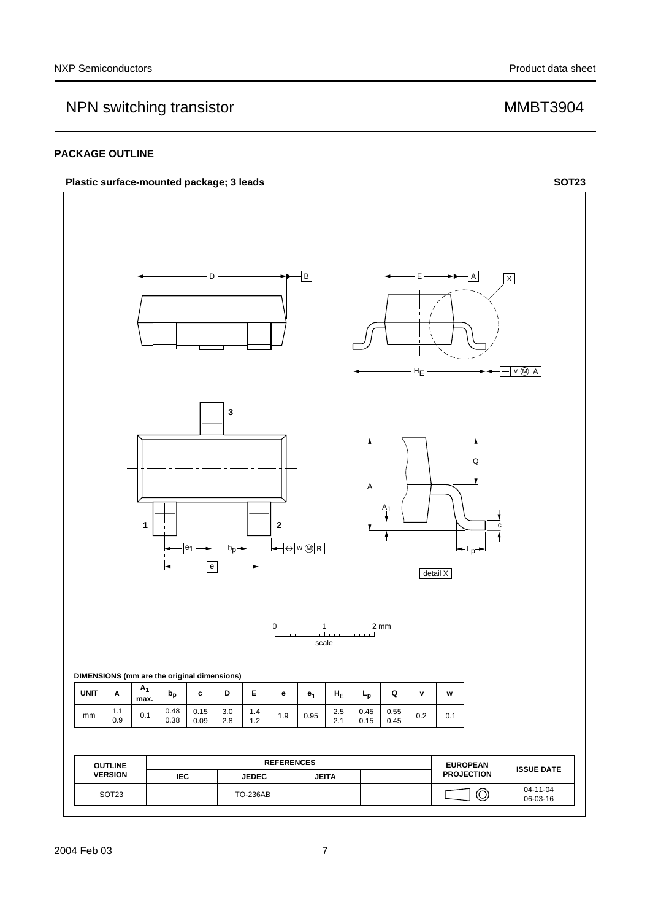## PACKAGE OUTLINE

**Plastic surface-mounted package; 3 leads** **SOT23**

**DIMENSIONS (mm are the original dimensions)**

| UNIT | A | $A_1$ max. | $b_p$ | c | D | E | e | $e_1$ | $H_E$ | $L_p$ | Q | v | w |
|---|---|---|---|---|---|---|---|---|---|---|---|---|---|
| mm | 1.1<br>0.9 | 0.1 | 0.48<br>0.38 | 0.15<br>0.09 | 3.0<br>2.8 | 1.4<br>1.2 | 1.9 | 0.95 | 2.5<br>2.1 | 0.45<br>0.15 | 0.55<br>0.45 | 0.2 | 0.1 |

| OUTLINE VERSION | REFERENCES | | | | EUROPEAN PROJECTION | ISSUE DATE |
|---|---|---|---|---|---|---|
| | IEC | JEDEC | JEITA | | | |
| SOT23 | | TO-236AB | | | | ~~04-11-04~~<br>06-03-16 |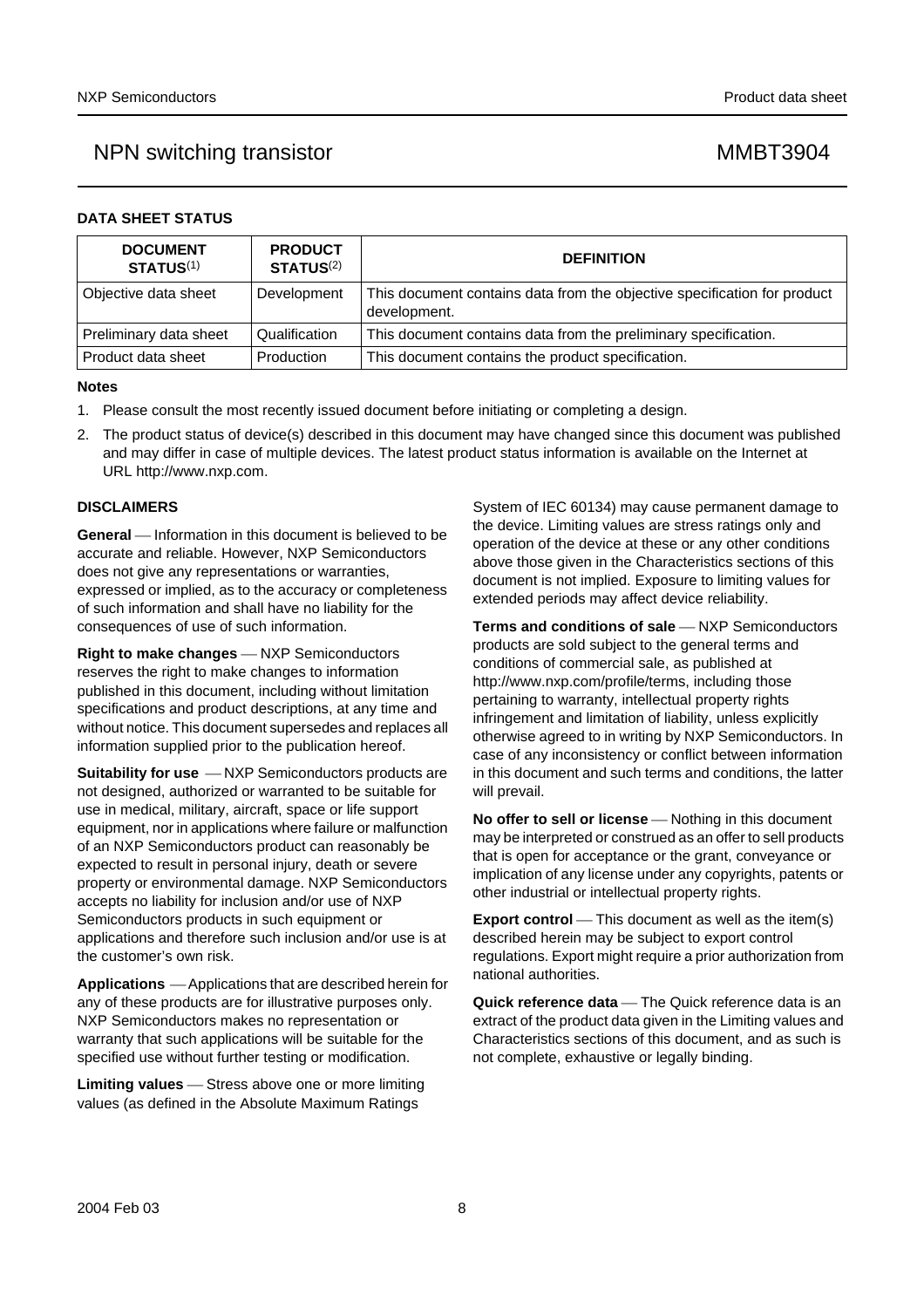## DATA SHEET STATUS

| DOCUMENT STATUS[1] | PRODUCT STATUS[2] | DEFINITION |
|---|---|---|
| Objective data sheet | Development | This document contains data from the objective specification for product development. |
| Preliminary data sheet | Qualification | This document contains data from the preliminary specification. |
| Product data sheet | Production | This document contains the product specification. |

### Notes

1. Please consult the most recently issued document before initiating or completing a design.
2. The product status of device(s) described in this document may have changed since this document was published and may differ in case of multiple devices. The latest product status information is available on the Internet at URL http://www.nxp.com.

## DISCLAIMERS

**General** — Information in this document is believed to be accurate and reliable. However, NXP Semiconductors does not give any representations or warranties, expressed or implied, as to the accuracy or completeness of such information and shall have no liability for the consequences of use of such information.

**Right to make changes** — NXP Semiconductors reserves the right to make changes to information published in this document, including without limitation specifications and product descriptions, at any time and without notice. This document supersedes and replaces all information supplied prior to the publication hereof.

**Suitability for use** — NXP Semiconductors products are not designed, authorized or warranted to be suitable for use in medical, military, aircraft, space or life support equipment, nor in applications where failure or malfunction of an NXP Semiconductors product can reasonably be expected to result in personal injury, death or severe property or environmental damage. NXP Semiconductors accepts no liability for inclusion and/or use of NXP Semiconductors products in such equipment or applications and therefore such inclusion and/or use is at the customer's own risk.

**Applications** — Applications that are described herein for any of these products are for illustrative purposes only. NXP Semiconductors makes no representation or warranty that such applications will be suitable for the specified use without further testing or modification.

**Limiting values** — Stress above one or more limiting values (as defined in the Absolute Maximum Ratings System of IEC 60134) may cause permanent damage to the device. Limiting values are stress ratings only and operation of the device at these or any other conditions above those given in the Characteristics sections of this document is not implied. Exposure to limiting values for extended periods may affect device reliability.

**Terms and conditions of sale** — NXP Semiconductors products are sold subject to the general terms and conditions of commercial sale, as published at http://www.nxp.com/profile/terms, including those pertaining to warranty, intellectual property rights infringement and limitation of liability, unless explicitly otherwise agreed to in writing by NXP Semiconductors. In case of any inconsistency or conflict between information in this document and such terms and conditions, the latter will prevail.

**No offer to sell or license** — Nothing in this document may be interpreted or construed as an offer to sell products that is open for acceptance or the grant, conveyance or implication of any license under any copyrights, patents or other industrial or intellectual property rights.

**Export control** — This document as well as the item(s) described herein may be subject to export control regulations. Export might require a prior authorization from national authorities.

**Quick reference data** — The Quick reference data is an extract of the product data given in the Limiting values and Characteristics sections of this document, and as such is not complete, exhaustive or legally binding.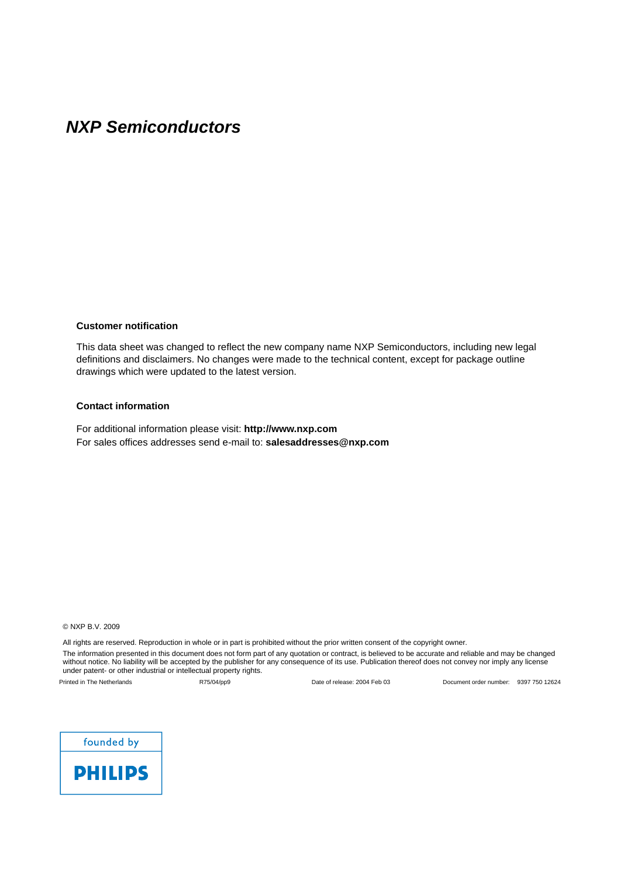# *NXP Semiconductors*

### Customer notification

This data sheet was changed to reflect the new company name NXP Semiconductors, including new legal definitions and disclaimers. No changes were made to the technical content, except for package outline drawings which were updated to the latest version.

### Contact information

For additional information please visit: **http://www.nxp.com**
For sales offices addresses send e-mail to: **salesaddresses@nxp.com**

© NXP B.V. 2009

All rights are reserved. Reproduction in whole or in part is prohibited without the prior written consent of the copyright owner.

The information presented in this document does not form part of any quotation or contract, is believed to be accurate and reliable and may be changed without notice. No liability will be accepted by the publisher for any consequence of its use. Publication thereof does not convey nor imply any license under patent- or other industrial or intellectual property rights.

Printed in The Netherlands    R75/04/pp9    Date of release: 2004 Feb 03    Document order number: 9397 750 12624

founded by PHILIPS